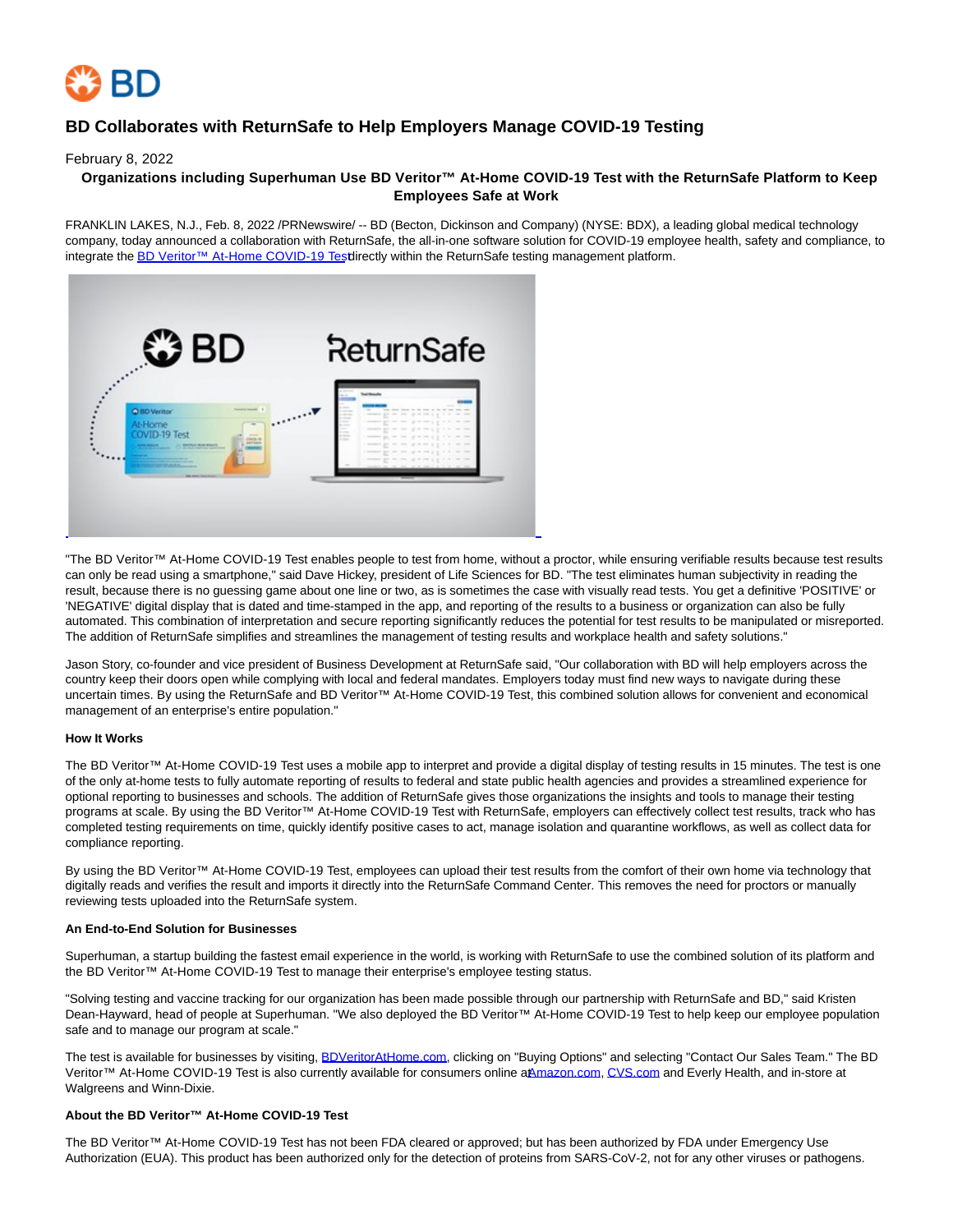# BD Collaborates with ReturnSafe to Help Employers Manage COVID-19 Testing

February 8, 2022

**Organizations including Superhuman Use BD Veritor™ At-Home COVID-19 Test with the ReturnSafe Platform to Keep Employees Safe at Work**

FRANKLIN LAKES, N.J., Feb. 8, 2022 /PRNewswire/ -- BD (Becton, Dickinson and Company) (NYSE: BDX), a leading global medical technology company, today announced a collaboration with ReturnSafe, the all-in-one software solution for COVID-19 employee health, safety and compliance, to integrate the BD Veritor™ At-Home COVID-19 Test directly within the ReturnSafe testing management platform.

"The BD Veritor™ At-Home COVID-19 Test enables people to test from home, without a proctor, while ensuring verifiable results because test results can only be read using a smartphone," said Dave Hickey, president of Life Sciences for BD. "The test eliminates human subjectivity in reading the result, because there is no guessing game about one line or two, as is sometimes the case with visually read tests. You get a definitive 'POSITIVE' or 'NEGATIVE' digital display that is dated and time-stamped in the app, and reporting of the results to a business or organization can also be fully automated. This combination of interpretation and secure reporting significantly reduces the potential for test results to be manipulated or misreported. The addition of ReturnSafe simplifies and streamlines the management of testing results and workplace health and safety solutions."

Jason Story, co-founder and vice president of Business Development at ReturnSafe said, "Our collaboration with BD will help employers across the country keep their doors open while complying with local and federal mandates. Employers today must find new ways to navigate during these uncertain times. By using the ReturnSafe and BD Veritor™ At-Home COVID-19 Test, this combined solution allows for convenient and economical management of an enterprise's entire population."

**How It Works**

The BD Veritor™ At-Home COVID-19 Test uses a mobile app to interpret and provide a digital display of testing results in 15 minutes. The test is one of the only at-home tests to fully automate reporting of results to federal and state public health agencies and provides a streamlined experience for optional reporting to businesses and schools. The addition of ReturnSafe gives those organizations the insights and tools to manage their testing programs at scale. By using the BD Veritor™ At-Home COVID-19 Test with ReturnSafe, employers can effectively collect test results, track who has completed testing requirements on time, quickly identify positive cases to act, manage isolation and quarantine workflows, as well as collect data for compliance reporting.

By using the BD Veritor™ At-Home COVID-19 Test, employees can upload their test results from the comfort of their own home via technology that digitally reads and verifies the result and imports it directly into the ReturnSafe Command Center. This removes the need for proctors or manually reviewing tests uploaded into the ReturnSafe system.

**An End-to-End Solution for Businesses**

Superhuman, a startup building the fastest email experience in the world, is working with ReturnSafe to use the combined solution of its platform and the BD Veritor™ At-Home COVID-19 Test to manage their enterprise's employee testing status.

"Solving testing and vaccine tracking for our organization has been made possible through our partnership with ReturnSafe and BD," said Kristen Dean-Hayward, head of people at Superhuman. "We also deployed the BD Veritor™ At-Home COVID-19 Test to help keep our employee population safe and to manage our program at scale."

The test is available for businesses by visiting, BDVeritorAtHome.com, clicking on "Buying Options" and selecting "Contact Our Sales Team." The BD Veritor™ At-Home COVID-19 Test is also currently available for consumers online at Amazon.com, CVS.com and Everly Health, and in-store at Walgreens and Winn-Dixie.

**About the BD Veritor™ At-Home COVID-19 Test**

The BD Veritor™ At-Home COVID-19 Test has not been FDA cleared or approved; but has been authorized by FDA under Emergency Use Authorization (EUA). This product has been authorized only for the detection of proteins from SARS-CoV-2, not for any other viruses or pathogens.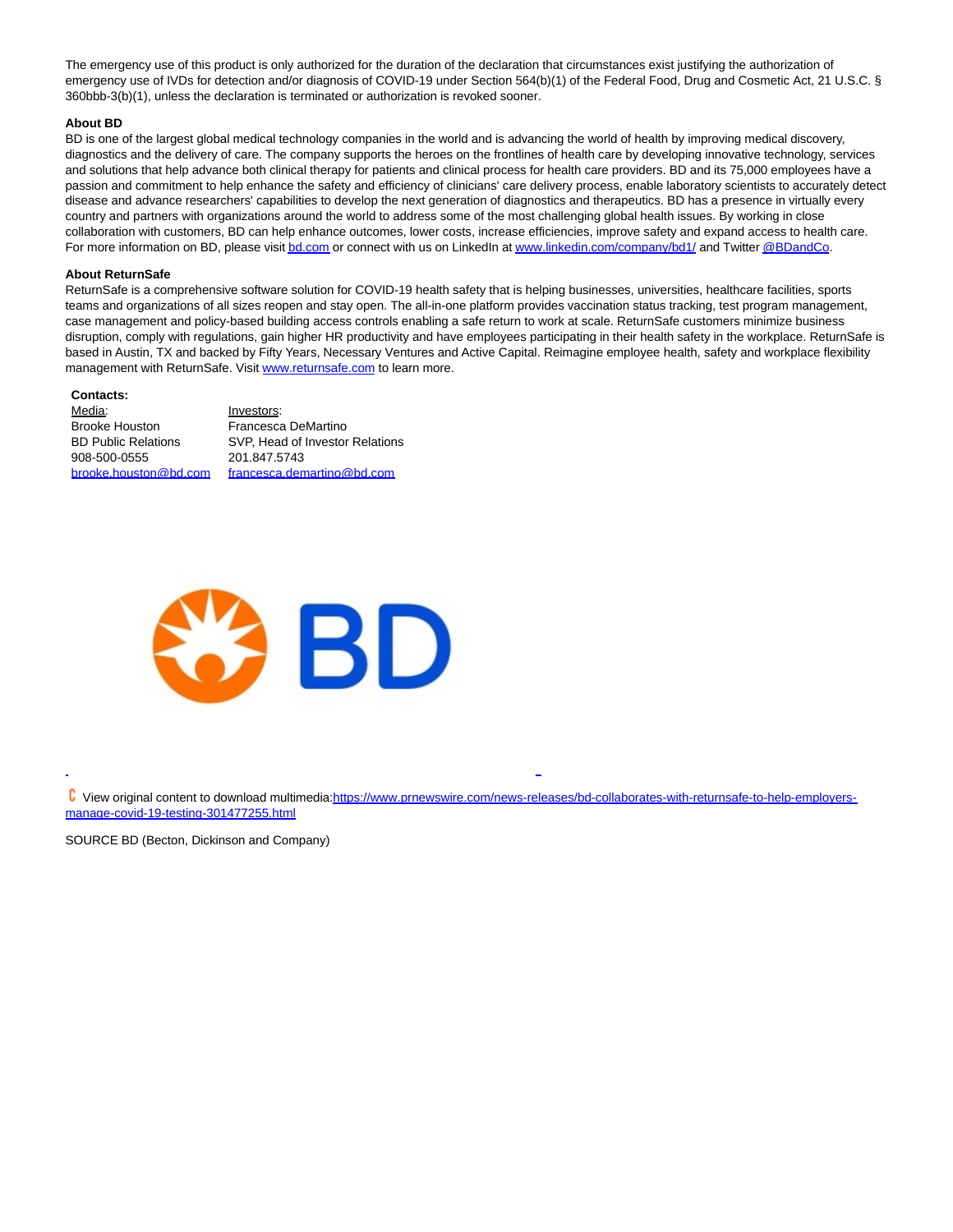The emergency use of this product is only authorized for the duration of the declaration that circumstances exist justifying the authorization of emergency use of IVDs for detection and/or diagnosis of COVID-19 under Section 564(b)(1) of the Federal Food, Drug and Cosmetic Act, 21 U.S.C. § 360bbb-3(b)(1), unless the declaration is terminated or authorization is revoked sooner.

**About BD**

BD is one of the largest global medical technology companies in the world and is advancing the world of health by improving medical discovery, diagnostics and the delivery of care. The company supports the heroes on the frontlines of health care by developing innovative technology, services and solutions that help advance both clinical therapy for patients and clinical process for health care providers. BD and its 75,000 employees have a passion and commitment to help enhance the safety and efficiency of clinicians' care delivery process, enable laboratory scientists to accurately detect disease and advance researchers' capabilities to develop the next generation of diagnostics and therapeutics. BD has a presence in virtually every country and partners with organizations around the world to address some of the most challenging global health issues. By working in close collaboration with customers, BD can help enhance outcomes, lower costs, increase efficiencies, improve safety and expand access to health care. For more information on BD, please visit bd.com or connect with us on LinkedIn at www.linkedin.com/company/bd1/ and Twitter @BDandCo.

**About ReturnSafe**

ReturnSafe is a comprehensive software solution for COVID-19 health safety that is helping businesses, universities, healthcare facilities, sports teams and organizations of all sizes reopen and stay open. The all-in-one platform provides vaccination status tracking, test program management, case management and policy-based building access controls enabling a safe return to work at scale. ReturnSafe customers minimize business disruption, comply with regulations, gain higher HR productivity and have employees participating in their health safety in the workplace. ReturnSafe is based in Austin, TX and backed by Fifty Years, Necessary Ventures and Active Capital. Reimagine employee health, safety and workplace flexibility management with ReturnSafe. Visit www.returnsafe.com to learn more.

**Contacts:**

| Media: | Investors: |
|---|---|
| Brooke Houston | Francesca DeMartino |
| BD Public Relations | SVP, Head of Investor Relations |
| 908-500-0555 | 201.847.5743 |
| brooke.houston@bd.com | francesca.demartino@bd.com |

View original content to download multimedia:https://www.prnewswire.com/news-releases/bd-collaborates-with-returnsafe-to-help-employers-manage-covid-19-testing-301477255.html

SOURCE BD (Becton, Dickinson and Company)